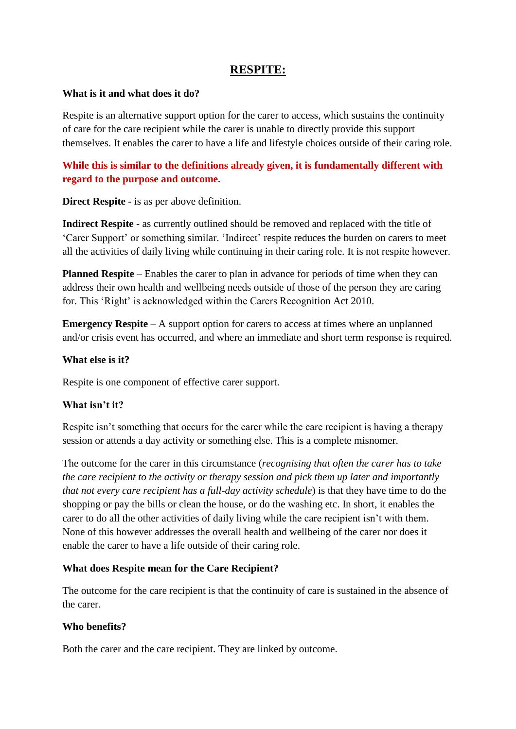# RESPITE:

**What is it and what does it do?**

Respite is an alternative support option for the carer to access, which sustains the continuity of care for the care recipient while the carer is unable to directly provide this support themselves. It enables the carer to have a life and lifestyle choices outside of their caring role.

**While this is similar to the definitions already given, it is fundamentally different with regard to the purpose and outcome.**

**Direct Respite** - is as per above definition.

**Indirect Respite** - as currently outlined should be removed and replaced with the title of 'Carer Support' or something similar. 'Indirect' respite reduces the burden on carers to meet all the activities of daily living while continuing in their caring role. It is not respite however.

**Planned Respite** – Enables the carer to plan in advance for periods of time when they can address their own health and wellbeing needs outside of those of the person they are caring for. This 'Right' is acknowledged within the Carers Recognition Act 2010.

**Emergency Respite** – A support option for carers to access at times where an unplanned and/or crisis event has occurred, and where an immediate and short term response is required.

**What else is it?**

Respite is one component of effective carer support.

**What isn't it?**

Respite isn't something that occurs for the carer while the care recipient is having a therapy session or attends a day activity or something else. This is a complete misnomer.

The outcome for the carer in this circumstance (*recognising that often the carer has to take the care recipient to the activity or therapy session and pick them up later and importantly that not every care recipient has a full-day activity schedule*) is that they have time to do the shopping or pay the bills or clean the house, or do the washing etc. In short, it enables the carer to do all the other activities of daily living while the care recipient isn't with them. None of this however addresses the overall health and wellbeing of the carer nor does it enable the carer to have a life outside of their caring role.

**What does Respite mean for the Care Recipient?**

The outcome for the care recipient is that the continuity of care is sustained in the absence of the carer.

**Who benefits?**

Both the carer and the care recipient. They are linked by outcome.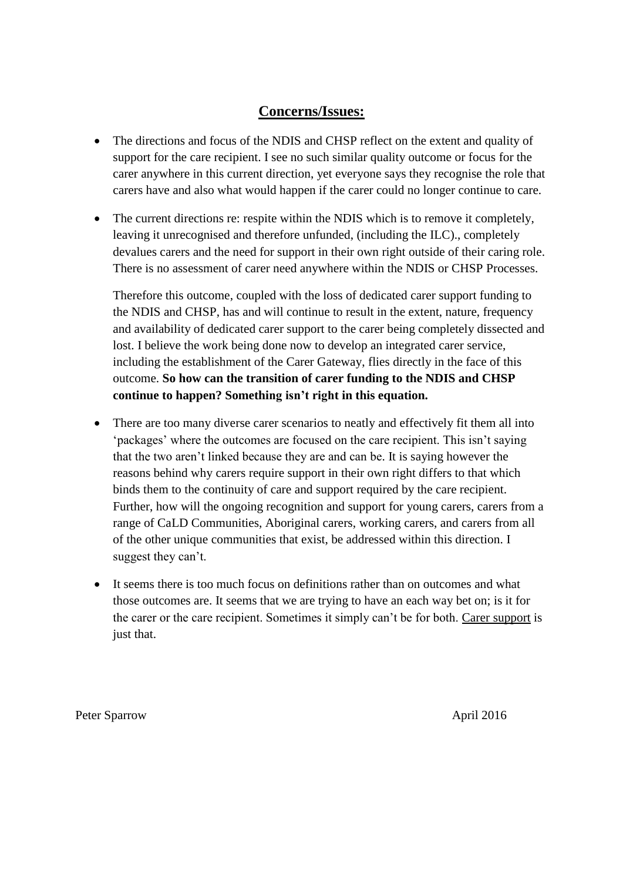## Concerns/Issues:

- The directions and focus of the NDIS and CHSP reflect on the extent and quality of support for the care recipient. I see no such similar quality outcome or focus for the carer anywhere in this current direction, yet everyone says they recognise the role that carers have and also what would happen if the carer could no longer continue to care.

- The current directions re: respite within the NDIS which is to remove it completely, leaving it unrecognised and therefore unfunded, (including the ILC)., completely devalues carers and the need for support in their own right outside of their caring role. There is no assessment of carer need anywhere within the NDIS or CHSP Processes.

  Therefore this outcome, coupled with the loss of dedicated carer support funding to the NDIS and CHSP, has and will continue to result in the extent, nature, frequency and availability of dedicated carer support to the carer being completely dissected and lost. I believe the work being done now to develop an integrated carer service, including the establishment of the Carer Gateway, flies directly in the face of this outcome. **So how can the transition of carer funding to the NDIS and CHSP continue to happen? Something isn't right in this equation.**

- There are too many diverse carer scenarios to neatly and effectively fit them all into 'packages' where the outcomes are focused on the care recipient. This isn't saying that the two aren't linked because they are and can be. It is saying however the reasons behind why carers require support in their own right differs to that which binds them to the continuity of care and support required by the care recipient. Further, how will the ongoing recognition and support for young carers, carers from a range of CaLD Communities, Aboriginal carers, working carers, and carers from all of the other unique communities that exist, be addressed within this direction. I suggest they can't.

- It seems there is too much focus on definitions rather than on outcomes and what those outcomes are. It seems that we are trying to have an each way bet on; is it for the carer or the care recipient. Sometimes it simply can't be for both. <u>Carer support</u> is just that.

Peter Sparrow April 2016